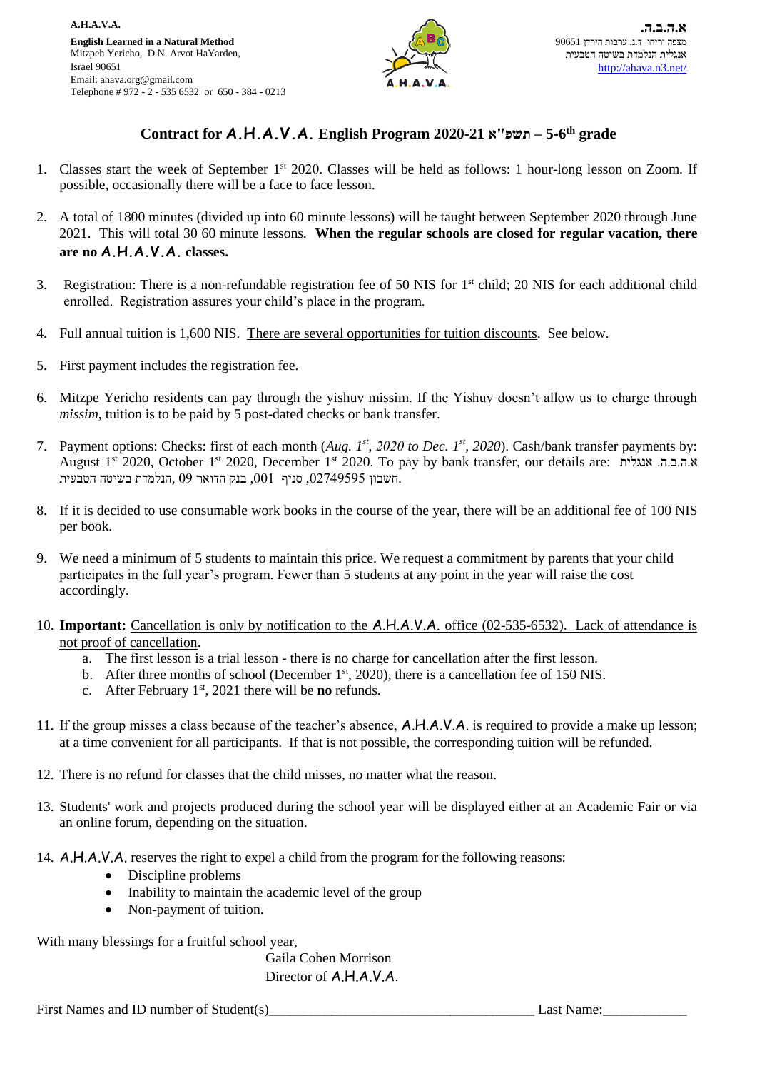A.H.A.V.A.

**English Learned in a Natural Method**
Mitzpeh Yericho, D.N. Arvot HaYarden,
Israel 90651
Email: ahava.org@gmail.com
Telephone # 972 - 2 - 535 6532 or 650 - 384 - 0213

**א.ה.ב.ה.**
מצפה יריחו ד.נ. ערבות הירדן 90651
אנגלית הנלמדת בשיטה הטבעית
http://ahava.n3.net/

## Contract for A.H.A.V.A. English Program 2020-21 תשפ"א – 5-6th grade

1. Classes start the week of September 1st 2020. Classes will be held as follows: 1 hour-long lesson on Zoom. If possible, occasionally there will be a face to face lesson.

2. A total of 1800 minutes (divided up into 60 minute lessons) will be taught between September 2020 through June 2021. This will total 30 60 minute lessons. **When the regular schools are closed for regular vacation, there are no A.H.A.V.A. classes.**

3. Registration: There is a non-refundable registration fee of 50 NIS for 1st child; 20 NIS for each additional child enrolled. Registration assures your child's place in the program.

4. Full annual tuition is 1,600 NIS. There are several opportunities for tuition discounts. See below.

5. First payment includes the registration fee.

6. Mitzpe Yericho residents can pay through the yishuv missim. If the Yishuv doesn't allow us to charge through *missim*, tuition is to be paid by 5 post-dated checks or bank transfer.

7. Payment options: Checks: first of each month (*Aug. 1st, 2020 to Dec. 1st, 2020*). Cash/bank transfer payments by: August 1st 2020, October 1st 2020, December 1st 2020. To pay by bank transfer, our details are: א.ה.ב.ה. אנגלית הנלמדת בשיטה הטבעית, בנק הדואר 09, סניף 001, חשבון 02749595.

8. If it is decided to use consumable work books in the course of the year, there will be an additional fee of 100 NIS per book.

9. We need a minimum of 5 students to maintain this price. We request a commitment by parents that your child participates in the full year's program. Fewer than 5 students at any point in the year will raise the cost accordingly.

10. **Important:** Cancellation is only by notification to the A.H.A.V.A. office (02-535-6532). Lack of attendance is not proof of cancellation.
    a. The first lesson is a trial lesson - there is no charge for cancellation after the first lesson.
    b. After three months of school (December 1st, 2020), there is a cancellation fee of 150 NIS.
    c. After February 1st, 2021 there will be **no** refunds.

11. If the group misses a class because of the teacher's absence, A.H.A.V.A. is required to provide a make up lesson; at a time convenient for all participants. If that is not possible, the corresponding tuition will be refunded.

12. There is no refund for classes that the child misses, no matter what the reason.

13. Students' work and projects produced during the school year will be displayed either at an Academic Fair or via an online forum, depending on the situation.

14. A.H.A.V.A. reserves the right to expel a child from the program for the following reasons:
    - Discipline problems
    - Inability to maintain the academic level of the group
    - Non-payment of tuition.

With many blessings for a fruitful school year,

Gaila Cohen Morrison
Director of A.H.A.V.A.

First Names and ID number of Student(s)_____________________________________ Last Name:____________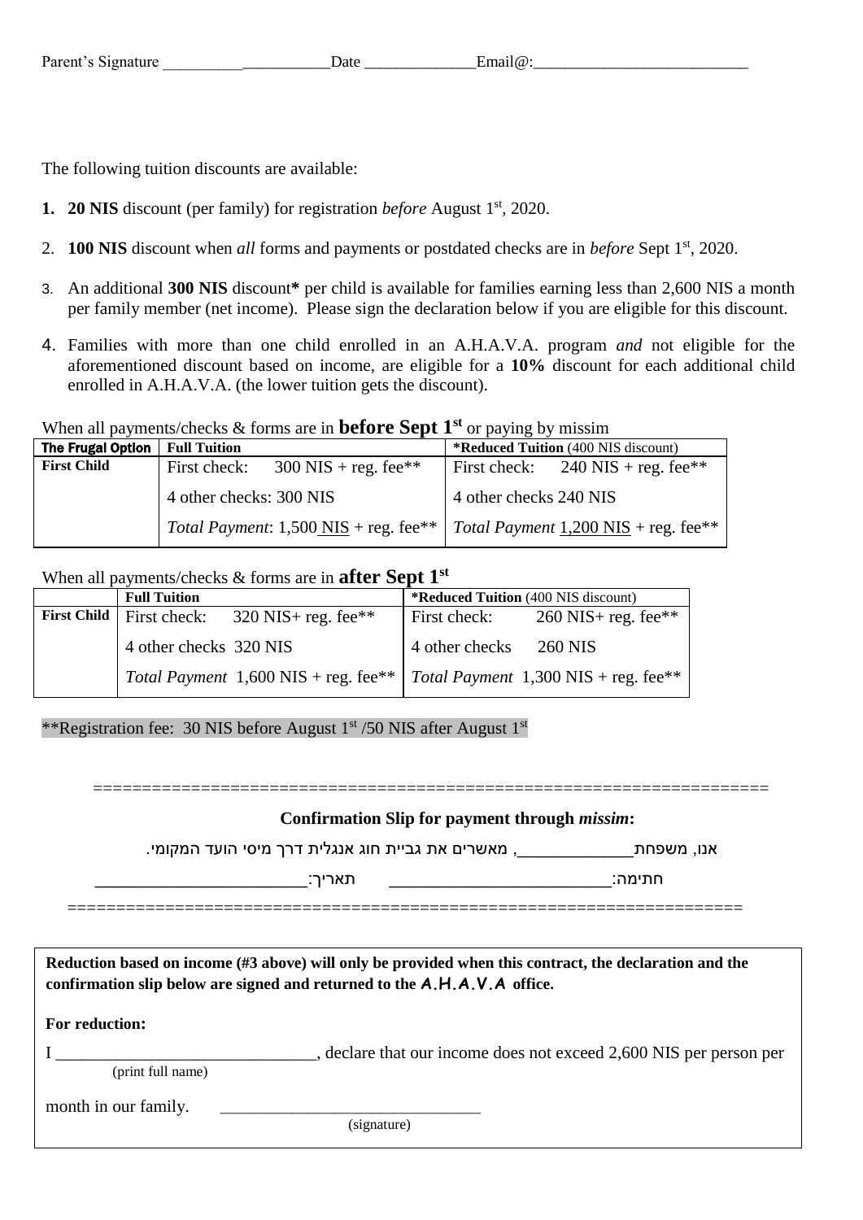Parent's Signature ______________________Date ______________Email@:___________________________

The following tuition discounts are available:

1. **20 NIS** discount (per family) for registration *before* August 1st, 2020.
2. **100 NIS** discount when *all* forms and payments or postdated checks are in *before* Sept 1st, 2020.
3. An additional **300 NIS** discount**\*** per child is available for families earning less than 2,600 NIS a month per family member (net income). Please sign the declaration below if you are eligible for this discount.
4. Families with more than one child enrolled in an A.H.A.V.A. program *and* not eligible for the aforementioned discount based on income, are eligible for a **10%** discount for each additional child enrolled in A.H.A.V.A. (the lower tuition gets the discount).

When all payments/checks & forms are in **before Sept 1st** or paying by missim

| The Frugal Option | Full Tuition | *Reduced Tuition (400 NIS discount) |
|---|---|---|
| **First Child** | First check: 300 NIS + reg. fee** | First check: 240 NIS + reg. fee** |
| | 4 other checks: 300 NIS | 4 other checks 240 NIS |
| | *Total Payment*: 1,500 NIS + reg. fee** | *Total Payment* 1,200 NIS + reg. fee** |

When all payments/checks & forms are in **after Sept 1st**

| | Full Tuition | *Reduced Tuition (400 NIS discount) |
|---|---|---|
| **First Child** | First check: 320 NIS+ reg. fee** | First check: 260 NIS+ reg. fee** |
| | 4 other checks 320 NIS | 4 other checks 260 NIS |
| | *Total Payment* 1,600 NIS + reg. fee** | *Total Payment* 1,300 NIS + reg. fee** |

**Registration fee: 30 NIS before August 1st /50 NIS after August 1st

===================================================================

**Confirmation Slip for payment through *missim*:**

אנו, משפחת_____________, מאשרים את גביית חוג אנגלית דרך מיסי הועד המקומי.

חתימה:________________________ תאריך:_______________________

===================================================================

**Reduction based on income (#3 above) will only be provided when this contract, the declaration and the confirmation slip below are signed and returned to the A.H.A.V.A office.**

**For reduction:**

I ______________________________, declare that our income does not exceed 2,600 NIS per person per
(print full name)

month in our family. ______________________________
(signature)